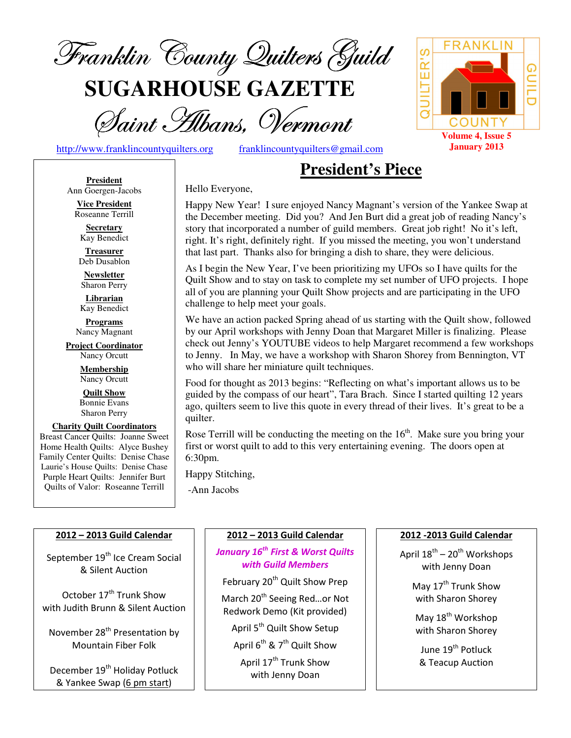# Franklin County Quilters Guild

# SUGARHOUSE GAZETTE

## Saint Albans, Vermont

http://www.franklincountyquilters.org franklincountyquilters@gmail.com

FRANKLIN QUILTER'S GUILD COUNTY

**Volume 4, Issue 5**
**January 2013**

**President**
Ann Goergen-Jacobs

**Vice President**
Roseanne Terrill

**Secretary**
Kay Benedict

**Treasurer**
Deb Dusablon

**Newsletter**
Sharon Perry

**Librarian**
Kay Benedict

**Programs**
Nancy Magnant

**Project Coordinator**
Nancy Orcutt

**Membership**
Nancy Orcutt

**Quilt Show**
Bonnie Evans
Sharon Perry

**Charity Quilt Coordinators**
Breast Cancer Quilts: Joanne Sweet
Home Health Quilts: Alyce Bushey
Family Center Quilts: Denise Chase
Laurie's House Quilts: Denise Chase
Purple Heart Quilts: Jennifer Burt
Quilts of Valor: Roseanne Terrill

## President's Piece

Hello Everyone,

Happy New Year! I sure enjoyed Nancy Magnant's version of the Yankee Swap at the December meeting. Did you? And Jen Burt did a great job of reading Nancy's story that incorporated a number of guild members. Great job right! No it's left, right. It's right, definitely right. If you missed the meeting, you won't understand that last part. Thanks also for bringing a dish to share, they were delicious.

As I begin the New Year, I've been prioritizing my UFOs so I have quilts for the Quilt Show and to stay on task to complete my set number of UFO projects. I hope all of you are planning your Quilt Show projects and are participating in the UFO challenge to help meet your goals.

We have an action packed Spring ahead of us starting with the Quilt show, followed by our April workshops with Jenny Doan that Margaret Miller is finalizing. Please check out Jenny's YOUTUBE videos to help Margaret recommend a few workshops to Jenny. In May, we have a workshop with Sharon Shorey from Bennington, VT who will share her miniature quilt techniques.

Food for thought as 2013 begins: "Reflecting on what's important allows us to be guided by the compass of our heart", Tara Brach. Since I started quilting 12 years ago, quilters seem to live this quote in every thread of their lives. It's great to be a quilter.

Rose Terrill will be conducting the meeting on the 16th. Make sure you bring your first or worst quilt to add to this very entertaining evening. The doors open at 6:30pm.

Happy Stitching,

-Ann Jacobs

**2012 – 2013 Guild Calendar**

September 19th Ice Cream Social & Silent Auction

October 17th Trunk Show with Judith Brunn & Silent Auction

November 28th Presentation by Mountain Fiber Folk

December 19th Holiday Potluck & Yankee Swap (6 pm start)

**2012 – 2013 Guild Calendar**

***January 16th First & Worst Quilts with Guild Members***

February 20th Quilt Show Prep

March 20th Seeing Red…or Not Redwork Demo (Kit provided)

April 5th Quilt Show Setup

April 6th & 7th Quilt Show

April 17th Trunk Show with Jenny Doan

**2012 -2013 Guild Calendar**

April 18th – 20th Workshops with Jenny Doan

May 17th Trunk Show with Sharon Shorey

May 18th Workshop with Sharon Shorey

June 19th Potluck & Teacup Auction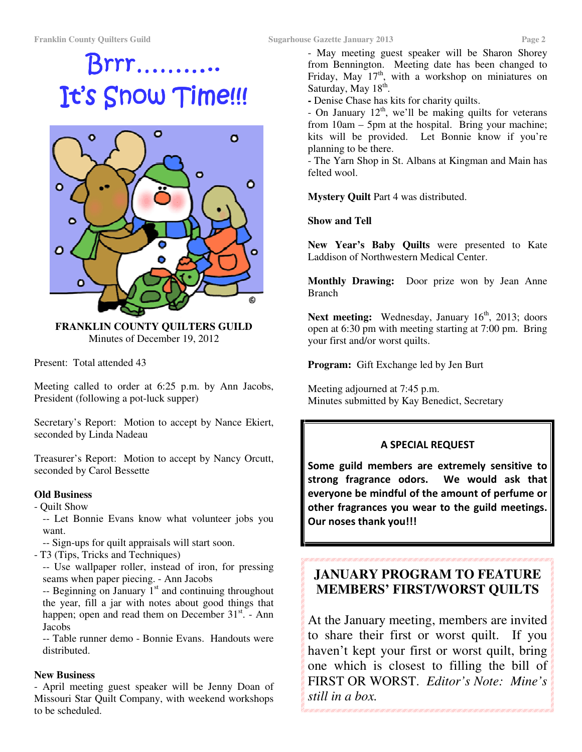# Brrr………. It's Snow Time!!!

**FRANKLIN COUNTY QUILTERS GUILD**
Minutes of December 19, 2012

Present: Total attended 43

Meeting called to order at 6:25 p.m. by Ann Jacobs, President (following a pot-luck supper)

Secretary's Report: Motion to accept by Nance Ekiert, seconded by Linda Nadeau

Treasurer's Report: Motion to accept by Nancy Orcutt, seconded by Carol Bessette

**Old Business**

- Quilt Show
  - -- Let Bonnie Evans know what volunteer jobs you want.
  - -- Sign-ups for quilt appraisals will start soon.
- T3 (Tips, Tricks and Techniques)
  - -- Use wallpaper roller, instead of iron, for pressing seams when paper piecing. - Ann Jacobs
  - -- Beginning on January 1st and continuing throughout the year, fill a jar with notes about good things that happen; open and read them on December 31st. - Ann Jacobs
  - -- Table runner demo - Bonnie Evans. Handouts were distributed.

**New Business**

- April meeting guest speaker will be Jenny Doan of Missouri Star Quilt Company, with weekend workshops to be scheduled.
- May meeting guest speaker will be Sharon Shorey from Bennington. Meeting date has been changed to Friday, May 17th, with a workshop on miniatures on Saturday, May 18th.
- Denise Chase has kits for charity quilts.
- On January 12th, we'll be making quilts for veterans from 10am – 5pm at the hospital. Bring your machine; kits will be provided. Let Bonnie know if you're planning to be there.
- The Yarn Shop in St. Albans at Kingman and Main has felted wool.

**Mystery Quilt** Part 4 was distributed.

**Show and Tell**

**New Year's Baby Quilts** were presented to Kate Laddison of Northwestern Medical Center.

**Monthly Drawing:** Door prize won by Jean Anne Branch

**Next meeting:** Wednesday, January 16th, 2013; doors open at 6:30 pm with meeting starting at 7:00 pm. Bring your first and/or worst quilts.

**Program:** Gift Exchange led by Jen Burt

Meeting adjourned at 7:45 p.m.
Minutes submitted by Kay Benedict, Secretary

**A SPECIAL REQUEST**

**Some guild members are extremely sensitive to strong fragrance odors. We would ask that everyone be mindful of the amount of perfume or other fragrances you wear to the guild meetings. Our noses thank you!!!**

## JANUARY PROGRAM TO FEATURE MEMBERS' FIRST/WORST QUILTS

At the January meeting, members are invited to share their first or worst quilt. If you haven't kept your first or worst quilt, bring one which is closest to filling the bill of FIRST OR WORST. *Editor's Note: Mine's still in a box.*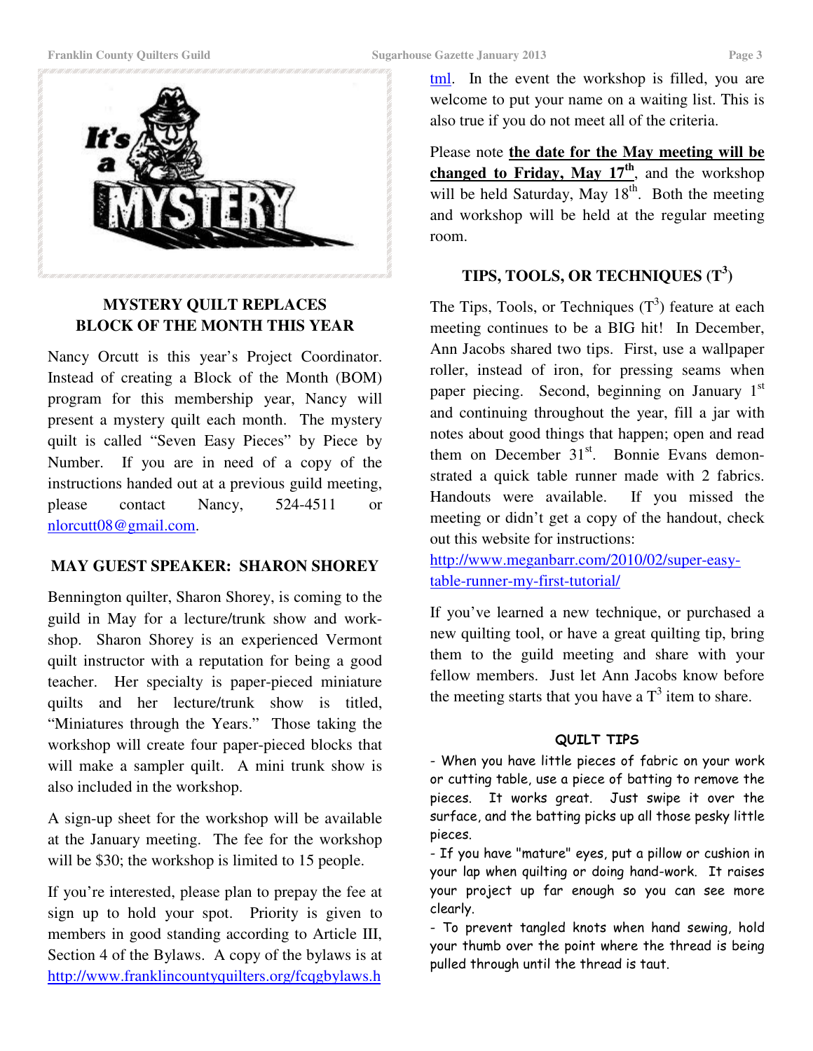## MYSTERY QUILT REPLACES BLOCK OF THE MONTH THIS YEAR

Nancy Orcutt is this year's Project Coordinator. Instead of creating a Block of the Month (BOM) program for this membership year, Nancy will present a mystery quilt each month. The mystery quilt is called "Seven Easy Pieces" by Piece by Number. If you are in need of a copy of the instructions handed out at a previous guild meeting, please contact Nancy, 524-4511 or nlorcutt08@gmail.com.

## MAY GUEST SPEAKER: SHARON SHOREY

Bennington quilter, Sharon Shorey, is coming to the guild in May for a lecture/trunk show and workshop. Sharon Shorey is an experienced Vermont quilt instructor with a reputation for being a good teacher. Her specialty is paper-pieced miniature quilts and her lecture/trunk show is titled, "Miniatures through the Years." Those taking the workshop will create four paper-pieced blocks that will make a sampler quilt. A mini trunk show is also included in the workshop.

A sign-up sheet for the workshop will be available at the January meeting. The fee for the workshop will be $30; the workshop is limited to 15 people.

If you're interested, please plan to prepay the fee at sign up to hold your spot. Priority is given to members in good standing according to Article III, Section 4 of the Bylaws. A copy of the bylaws is at http://www.franklincountyquilters.org/fcqgbylaws.html. In the event the workshop is filled, you are welcome to put your name on a waiting list. This is also true if you do not meet all of the criteria.

Please note **the date for the May meeting will be changed to Friday, May 17th**, and the workshop will be held Saturday, May 18th. Both the meeting and workshop will be held at the regular meeting room.

## TIPS, TOOLS, OR TECHNIQUES ($T^3$)

The Tips, Tools, or Techniques ($T^3$) feature at each meeting continues to be a BIG hit! In December, Ann Jacobs shared two tips. First, use a wallpaper roller, instead of iron, for pressing seams when paper piecing. Second, beginning on January 1st and continuing throughout the year, fill a jar with notes about good things that happen; open and read them on December 31st. Bonnie Evans demonstrated a quick table runner made with 2 fabrics. Handouts were available. If you missed the meeting or didn't get a copy of the handout, check out this website for instructions: http://www.meganbarr.com/2010/02/super-easy-table-runner-my-first-tutorial/

If you've learned a new technique, or purchased a new quilting tool, or have a great quilting tip, bring them to the guild meeting and share with your fellow members. Just let Ann Jacobs know before the meeting starts that you have a $T^3$ item to share.

### QUILT TIPS

- When you have little pieces of fabric on your work or cutting table, use a piece of batting to remove the pieces. It works great. Just swipe it over the surface, and the batting picks up all those pesky little pieces.
- If you have "mature" eyes, put a pillow or cushion in your lap when quilting or doing hand-work. It raises your project up far enough so you can see more clearly.
- To prevent tangled knots when hand sewing, hold your thumb over the point where the thread is being pulled through until the thread is taut.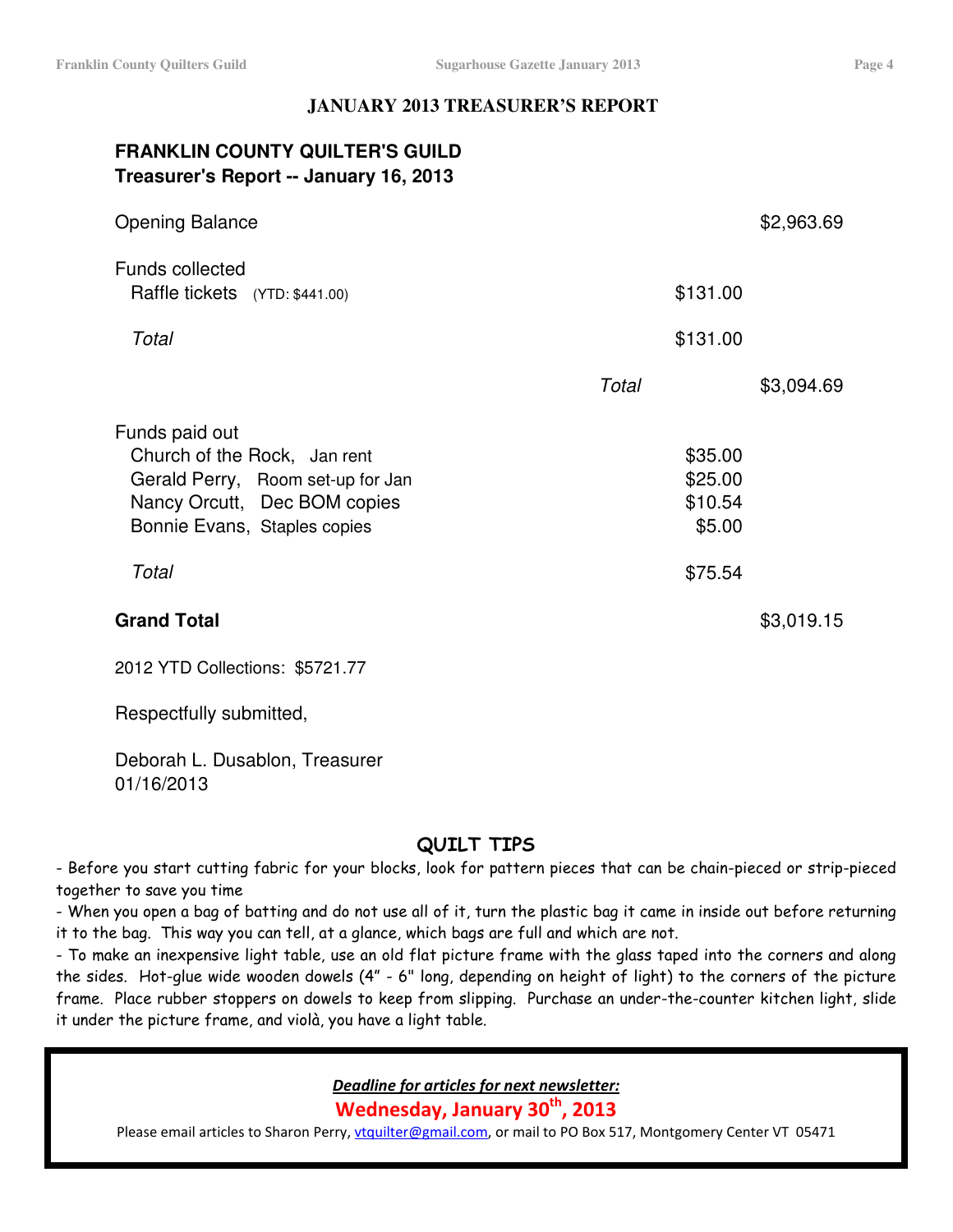## JANUARY 2013 TREASURER'S REPORT

**FRANKLIN COUNTY QUILTER'S GUILD**
**Treasurer's Report -- January 16, 2013**

| | | |
|---|---|---|
| Opening Balance | | $2,963.69 |
| Funds collected | | |
| Raffle tickets (YTD: $441.00) | $131.00 | |
| *Total* | $131.00 | |
| *Total* | | $3,094.69 |
| Funds paid out | | |
| Church of the Rock, Jan rent | $35.00 | |
| Gerald Perry, Room set-up for Jan | $25.00 | |
| Nancy Orcutt, Dec BOM copies | $10.54 | |
| Bonnie Evans, Staples copies | $5.00 | |
| *Total* | $75.54 | |
| **Grand Total** | | $3,019.15 |

2012 YTD Collections: $5721.77

Respectfully submitted,

Deborah L. Dusablon, Treasurer
01/16/2013

## QUILT TIPS

- Before you start cutting fabric for your blocks, look for pattern pieces that can be chain-pieced or strip-pieced together to save you time
- When you open a bag of batting and do not use all of it, turn the plastic bag it came in inside out before returning it to the bag. This way you can tell, at a glance, which bags are full and which are not.
- To make an inexpensive light table, use an old flat picture frame with the glass taped into the corners and along the sides. Hot-glue wide wooden dowels (4" - 6" long, depending on height of light) to the corners of the picture frame. Place rubber stoppers on dowels to keep from slipping. Purchase an under-the-counter kitchen light, slide it under the picture frame, and violà, you have a light table.

***Deadline for articles for next newsletter:***

**Wednesday, January 30th, 2013**

Please email articles to Sharon Perry, vtquilter@gmail.com, or mail to PO Box 517, Montgomery Center VT 05471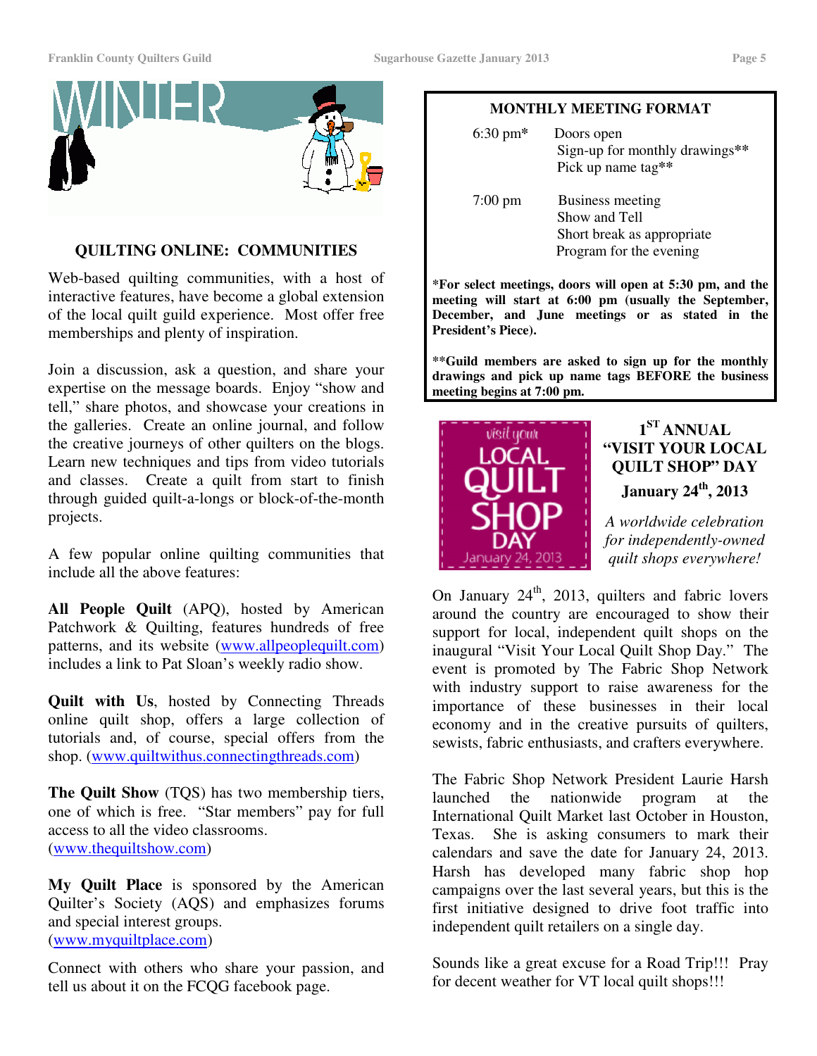## QUILTING ONLINE: COMMUNITIES

Web-based quilting communities, with a host of interactive features, have become a global extension of the local quilt guild experience. Most offer free memberships and plenty of inspiration.

Join a discussion, ask a question, and share your expertise on the message boards. Enjoy "show and tell," share photos, and showcase your creations in the galleries. Create an online journal, and follow the creative journeys of other quilters on the blogs. Learn new techniques and tips from video tutorials and classes. Create a quilt from start to finish through guided quilt-a-longs or block-of-the-month projects.

A few popular online quilting communities that include all the above features:

**All People Quilt** (APQ), hosted by American Patchwork & Quilting, features hundreds of free patterns, and its website (www.allpeoplequilt.com) includes a link to Pat Sloan's weekly radio show.

**Quilt with Us**, hosted by Connecting Threads online quilt shop, offers a large collection of tutorials and, of course, special offers from the shop. (www.quiltwithus.connectingthreads.com)

**The Quilt Show** (TQS) has two membership tiers, one of which is free. "Star members" pay for full access to all the video classrooms. (www.thequiltshow.com)

**My Quilt Place** is sponsored by the American Quilter's Society (AQS) and emphasizes forums and special interest groups. (www.myquiltplace.com)

Connect with others who share your passion, and tell us about it on the FCQG facebook page.

## MONTHLY MEETING FORMAT

6:30 pm* — Doors open
Sign-up for monthly drawings**
Pick up name tag**

7:00 pm — Business meeting
Show and Tell
Short break as appropriate
Program for the evening

**\*For select meetings, doors will open at 5:30 pm, and the meeting will start at 6:00 pm (usually the September, December, and June meetings or as stated in the President's Piece).**

**\*\*Guild members are asked to sign up for the monthly drawings and pick up name tags BEFORE the business meeting begins at 7:00 pm.**

## 1ST ANNUAL "VISIT YOUR LOCAL QUILT SHOP" DAY
### January 24th, 2013

*A worldwide celebration for independently-owned quilt shops everywhere!*

On January 24th, 2013, quilters and fabric lovers around the country are encouraged to show their support for local, independent quilt shops on the inaugural "Visit Your Local Quilt Shop Day." The event is promoted by The Fabric Shop Network with industry support to raise awareness for the importance of these businesses in their local economy and in the creative pursuits of quilters, sewists, fabric enthusiasts, and crafters everywhere.

The Fabric Shop Network President Laurie Harsh launched the nationwide program at the International Quilt Market last October in Houston, Texas. She is asking consumers to mark their calendars and save the date for January 24, 2013. Harsh has developed many fabric shop hop campaigns over the last several years, but this is the first initiative designed to drive foot traffic into independent quilt retailers on a single day.

Sounds like a great excuse for a Road Trip!!! Pray for decent weather for VT local quilt shops!!!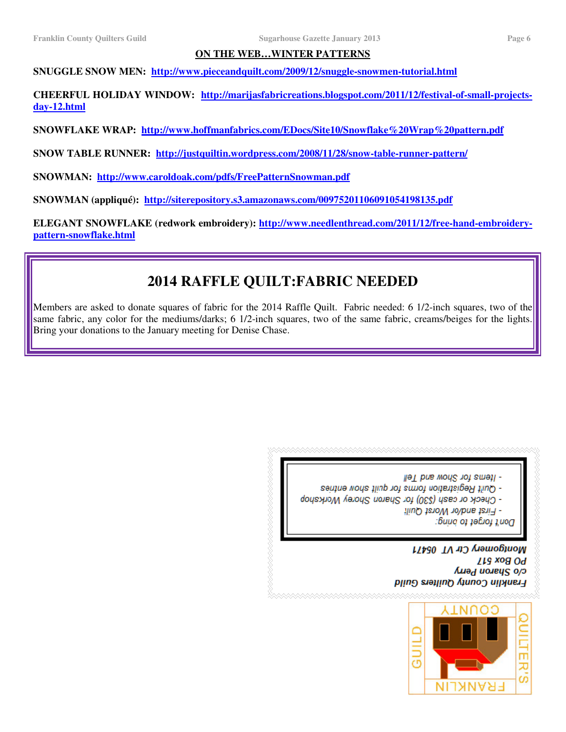## ON THE WEB…WINTER PATTERNS

**SNUGGLE SNOW MEN:** http://www.pieceandquilt.com/2009/12/snuggle-snowmen-tutorial.html

**CHEERFUL HOLIDAY WINDOW:** http://marijasfabricreations.blogspot.com/2011/12/festival-of-small-projects-day-12.html

**SNOWFLAKE WRAP:** http://www.hoffmanfabrics.com/EDocs/Site10/Snowflake%20Wrap%20pattern.pdf

**SNOW TABLE RUNNER:** http://justquiltin.wordpress.com/2008/11/28/snow-table-runner-pattern/

**SNOWMAN:** http://www.caroldoak.com/pdfs/FreePatternSnowman.pdf

**SNOWMAN (appliqué):** http://siterepository.s3.amazonaws.com/00975201106091054198135.pdf

**ELEGANT SNOWFLAKE (redwork embroidery):** http://www.needlenthread.com/2011/12/free-hand-embroidery-pattern-snowflake.html

## 2014 RAFFLE QUILT:FABRIC NEEDED

Members are asked to donate squares of fabric for the 2014 Raffle Quilt. Fabric needed: 6 1/2-inch squares, two of the same fabric, any color for the mediums/darks; 6 1/2-inch squares, two of the same fabric, creams/beiges for the lights. Bring your donations to the January meeting for Denise Chase.

Don't forget to bring:
- First and/or Worst Quilt
- Check or cash ($30) for Sharon Shorey Workshop
- Quilt Registration forms for quilt show entries
- Items for Show and Tell

Franklin County Quilters Guild
c/o Sharon Perry
PO Box 517
Montgomery Ctr VT 05471

FRANKLIN COUNTY QUILTER'S GUILD